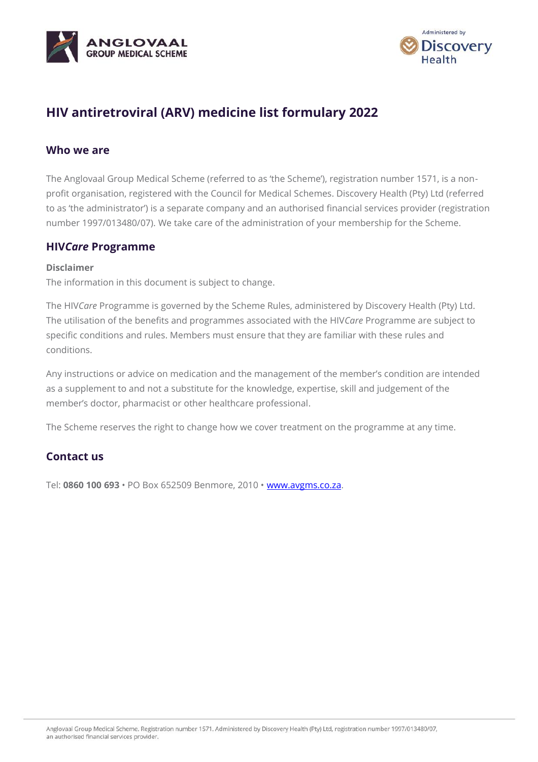# HIV antiretroviral (ARV) medicine list formulary 2022

## Who we are

The Anglovaal Group Medical Scheme (referred to as 'the Scheme'), registration number 1571, is a non-profit organisation, registered with the Council for Medical Schemes. Discovery Health (Pty) Ltd (referred to as 'the administrator') is a separate company and an authorised financial services provider (registration number 1997/013480/07). We take care of the administration of your membership for the Scheme.

## HIV*Care* Programme

**Disclaimer**

The information in this document is subject to change.

The HIV*Care* Programme is governed by the Scheme Rules, administered by Discovery Health (Pty) Ltd. The utilisation of the benefits and programmes associated with the HIV*Care* Programme are subject to specific conditions and rules. Members must ensure that they are familiar with these rules and conditions.

Any instructions or advice on medication and the management of the member's condition are intended as a supplement to and not a substitute for the knowledge, expertise, skill and judgement of the member's doctor, pharmacist or other healthcare professional.

The Scheme reserves the right to change how we cover treatment on the programme at any time.

## Contact us

Tel: **0860 100 693** • PO Box 652509 Benmore, 2010 • www.avgms.co.za.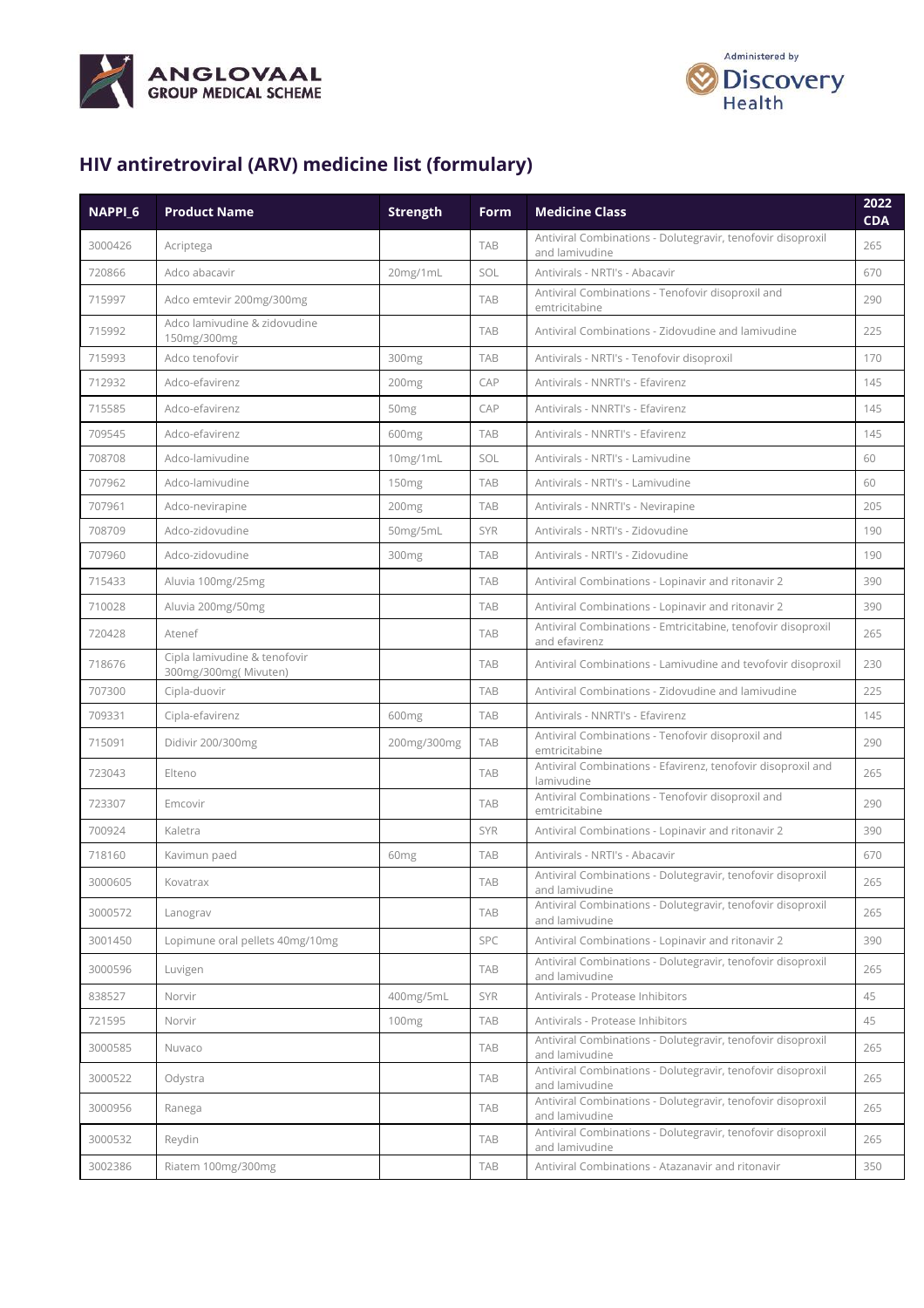## HIV antiretroviral (ARV) medicine list (formulary)

| NAPPI_6 | Product Name | Strength | Form | Medicine Class | 2022 CDA |
|---|---|---|---|---|---|
| 3000426 | Acriptega | | TAB | Antiviral Combinations - Dolutegravir, tenofovir disoproxil and lamivudine | 265 |
| 720866 | Adco abacavir | 20mg/1mL | SOL | Antivirals - NRTI's - Abacavir | 670 |
| 715997 | Adco emtevir 200mg/300mg | | TAB | Antiviral Combinations - Tenofovir disoproxil and emtricitabine | 290 |
| 715992 | Adco lamivudine & zidovudine 150mg/300mg | | TAB | Antiviral Combinations - Zidovudine and lamivudine | 225 |
| 715993 | Adco tenofovir | 300mg | TAB | Antivirals - NRTI's - Tenofovir disoproxil | 170 |
| 712932 | Adco-efavirenz | 200mg | CAP | Antivirals - NNRTI's - Efavirenz | 145 |
| 715585 | Adco-efavirenz | 50mg | CAP | Antivirals - NNRTI's - Efavirenz | 145 |
| 709545 | Adco-efavirenz | 600mg | TAB | Antivirals - NNRTI's - Efavirenz | 145 |
| 708708 | Adco-lamivudine | 10mg/1mL | SOL | Antivirals - NRTI's - Lamivudine | 60 |
| 707962 | Adco-lamivudine | 150mg | TAB | Antivirals - NRTI's - Lamivudine | 60 |
| 707961 | Adco-nevirapine | 200mg | TAB | Antivirals - NNRTI's - Nevirapine | 205 |
| 708709 | Adco-zidovudine | 50mg/5mL | SYR | Antivirals - NRTI's - Zidovudine | 190 |
| 707960 | Adco-zidovudine | 300mg | TAB | Antivirals - NRTI's - Zidovudine | 190 |
| 715433 | Aluvia 100mg/25mg | | TAB | Antiviral Combinations - Lopinavir and ritonavir 2 | 390 |
| 710028 | Aluvia 200mg/50mg | | TAB | Antiviral Combinations - Lopinavir and ritonavir 2 | 390 |
| 720428 | Atenef | | TAB | Antiviral Combinations - Emtricitabine, tenofovir disoproxil and efavirenz | 265 |
| 718676 | Cipla lamivudine & tenofovir 300mg/300mg( Mivuten) | | TAB | Antiviral Combinations - Lamivudine and tevofovir disoproxil | 230 |
| 707300 | Cipla-duovir | | TAB | Antiviral Combinations - Zidovudine and lamivudine | 225 |
| 709331 | Cipla-efavirenz | 600mg | TAB | Antivirals - NNRTI's - Efavirenz | 145 |
| 715091 | Didivir 200/300mg | 200mg/300mg | TAB | Antiviral Combinations - Tenofovir disoproxil and emtricitabine | 290 |
| 723043 | Elteno | | TAB | Antiviral Combinations - Efavirenz, tenofovir disoproxil and lamivudine | 265 |
| 723307 | Emcovir | | TAB | Antiviral Combinations - Tenofovir disoproxil and emtricitabine | 290 |
| 700924 | Kaletra | | SYR | Antiviral Combinations - Lopinavir and ritonavir 2 | 390 |
| 718160 | Kavimun paed | 60mg | TAB | Antivirals - NRTI's - Abacavir | 670 |
| 3000605 | Kovatrax | | TAB | Antiviral Combinations - Dolutegravir, tenofovir disoproxil and lamivudine | 265 |
| 3000572 | Lanograv | | TAB | Antiviral Combinations - Dolutegravir, tenofovir disoproxil and lamivudine | 265 |
| 3001450 | Lopimune oral pellets 40mg/10mg | | SPC | Antiviral Combinations - Lopinavir and ritonavir 2 | 390 |
| 3000596 | Luvigen | | TAB | Antiviral Combinations - Dolutegravir, tenofovir disoproxil and lamivudine | 265 |
| 838527 | Norvir | 400mg/5mL | SYR | Antivirals - Protease Inhibitors | 45 |
| 721595 | Norvir | 100mg | TAB | Antivirals - Protease Inhibitors | 45 |
| 3000585 | Nuvaco | | TAB | Antiviral Combinations - Dolutegravir, tenofovir disoproxil and lamivudine | 265 |
| 3000522 | Odystra | | TAB | Antiviral Combinations - Dolutegravir, tenofovir disoproxil and lamivudine | 265 |
| 3000956 | Ranega | | TAB | Antiviral Combinations - Dolutegravir, tenofovir disoproxil and lamivudine | 265 |
| 3000532 | Reydin | | TAB | Antiviral Combinations - Dolutegravir, tenofovir disoproxil and lamivudine | 265 |
| 3002386 | Riatem 100mg/300mg | | TAB | Antiviral Combinations - Atazanavir and ritonavir | 350 |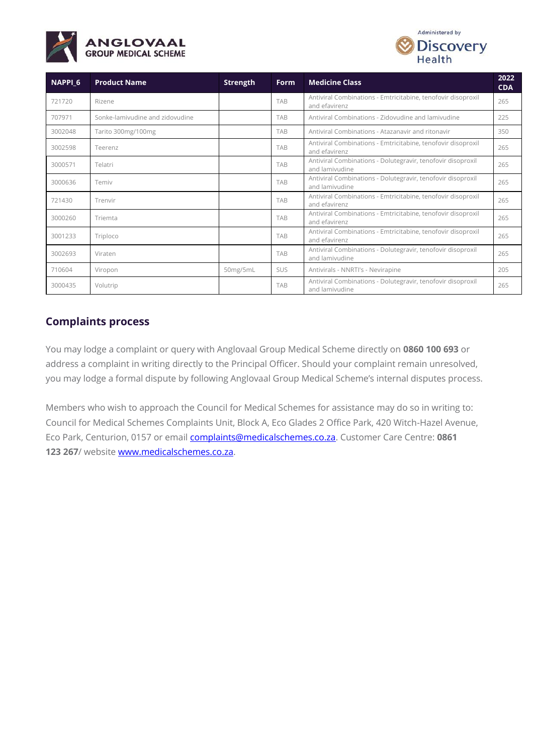| NAPPI_6 | Product Name | Strength | Form | Medicine Class | 2022 CDA |
|---|---|---|---|---|---|
| 721720 | Rizene | | TAB | Antiviral Combinations - Emtricitabine, tenofovir disoproxil and efavirenz | 265 |
| 707971 | Sonke-lamivudine and zidovudine | | TAB | Antiviral Combinations - Zidovudine and lamivudine | 225 |
| 3002048 | Tarito 300mg/100mg | | TAB | Antiviral Combinations - Atazanavir and ritonavir | 350 |
| 3002598 | Teerenz | | TAB | Antiviral Combinations - Emtricitabine, tenofovir disoproxil and efavirenz | 265 |
| 3000571 | Telatri | | TAB | Antiviral Combinations - Dolutegravir, tenofovir disoproxil and lamivudine | 265 |
| 3000636 | Temiv | | TAB | Antiviral Combinations - Dolutegravir, tenofovir disoproxil and lamivudine | 265 |
| 721430 | Trenvir | | TAB | Antiviral Combinations - Emtricitabine, tenofovir disoproxil and efavirenz | 265 |
| 3000260 | Triemta | | TAB | Antiviral Combinations - Emtricitabine, tenofovir disoproxil and efavirenz | 265 |
| 3001233 | Triploco | | TAB | Antiviral Combinations - Emtricitabine, tenofovir disoproxil and efavirenz | 265 |
| 3002693 | Viraten | | TAB | Antiviral Combinations - Dolutegravir, tenofovir disoproxil and lamivudine | 265 |
| 710604 | Viropon | 50mg/5mL | SUS | Antivirals - NNRTI's - Nevirapine | 205 |
| 3000435 | Volutrip | | TAB | Antiviral Combinations - Dolutegravir, tenofovir disoproxil and lamivudine | 265 |

## Complaints process

You may lodge a complaint or query with Anglovaal Group Medical Scheme directly on **0860 100 693** or address a complaint in writing directly to the Principal Officer. Should your complaint remain unresolved, you may lodge a formal dispute by following Anglovaal Group Medical Scheme's internal disputes process.

Members who wish to approach the Council for Medical Schemes for assistance may do so in writing to: Council for Medical Schemes Complaints Unit, Block A, Eco Glades 2 Office Park, 420 Witch-Hazel Avenue, Eco Park, Centurion, 0157 or email complaints@medicalschemes.co.za. Customer Care Centre: **0861 123 267**/ website www.medicalschemes.co.za.